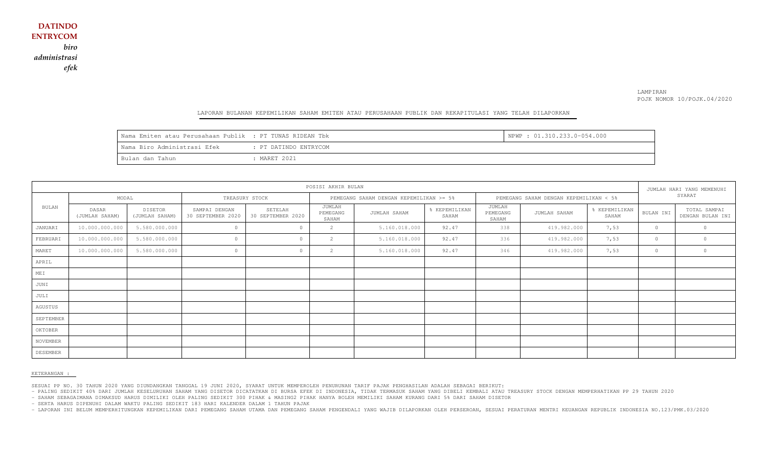**DATINDO ENTRYCOM**

***biro administrasi efek***

LAMPIRAN
POJK NOMOR 10/POJK.04/2020

## LAPORAN BULANAN KEPEMILIKAN SAHAM EMITEN ATAU PERUSAHAAN PUBLIK DAN REKAPITULASI YANG TELAH DILAPORKAN

| | |
|---|---|
| Nama Emiten atau Perusahaan Publik : PT TUNAS RIDEAN Tbk | NPWP : 01.310.233.0-054.000 |
| Nama Biro Administrasi Efek : PT DATINDO ENTRYCOM | |
| Bulan dan Tahun : MARET 2021 | |

| BULAN | POSISI AKHIR BULAN | | | | | | | | | | | JUMLAH HARI YANG MEMENUHI SYARAT | |
|---|---|---|---|---|---|---|---|---|---|---|---|---|---|
| | MODAL | | TREASURY STOCK | | PEMEGANG SAHAM DENGAN KEPEMILIKAN >= 5% | | | PEMEGANG SAHAM DENGAN KEPEMILIKAN < 5% | | | | | |
| | DASAR (JUMLAH SAHAM) | DISETOR (JUMLAH SAHAM) | SAMPAI DENGAN 30 SEPTEMBER 2020 | SETELAH 30 SEPTEMBER 2020 | JUMLAH PEMEGANG SAHAM | JUMLAH SAHAM | % KEPEMILIKAN SAHAM | JUMLAH PEMEGANG SAHAM | JUMLAH SAHAM | % KEPEMILIKAN SAHAM | | BULAN INI | TOTAL SAMPAI DENGAN BULAN INI |
| JANUARI | 10.000.000.000 | 5.580.000.000 | 0 | 0 | 2 | 5.160.018.000 | 92.47 | 338 | 419.982.000 | 7,53 | | 0 | 0 |
| FEBRUARI | 10.000.000.000 | 5.580.000.000 | 0 | 0 | 2 | 5.160.018.000 | 92.47 | 336 | 419.982.000 | 7,53 | | 0 | 0 |
| MARET | 10.000.000.000 | 5.580.000.000 | 0 | 0 | 2 | 5.160.018.000 | 92.47 | 346 | 419.982.000 | 7,53 | | 0 | 0 |
| APRIL | | | | | | | | | | | | | |
| MEI | | | | | | | | | | | | | |
| JUNI | | | | | | | | | | | | | |
| JULI | | | | | | | | | | | | | |
| AGUSTUS | | | | | | | | | | | | | |
| SEPTEMBER | | | | | | | | | | | | | |
| OKTOBER | | | | | | | | | | | | | |
| NOVEMBER | | | | | | | | | | | | | |
| DESEMBER | | | | | | | | | | | | | |

KETERANGAN :

SESUAI PP NO. 30 TAHUN 2020 YANG DIUNDANGKAN TANGGAL 19 JUNI 2020, SYARAT UNTUK MEMPEROLEH PENURUNAN TARIF PAJAK PENGHASILAN ADALAH SEBAGAI BERIKUT:
- PALING SEDIKIT 40% DARI JUMLAH KESELURUHAN SAHAM YANG DISETOR DICATATKAN DI BURSA EFEK DI INDONESIA, TIDAK TERMASUK SAHAM YANG DIBELI KEMBALI ATAU TREASURY STOCK DENGAN MEMPERHATIKAN PP 29 TAHUN 2020
- SAHAM SEBAGAIMANA DIMAKSUD HARUS DIMILIKI OLEH PALING SEDIKIT 300 PIHAK & MASING2 PIHAK HANYA BOLEH MEMILIKI SAHAM KURANG DARI 5% DARI SAHAM DISETOR
- SERTA HARUS DIPENUHI DALAM WAKTU PALING SEDIKIT 183 HARI KALENDER DALAM 1 TAHUN PAJAK
- LAPORAN INI BELUM MEMPERHITUNGKAN KEPEMILIKAN DARI PEMEGANG SAHAM UTAMA DAN PEMEGANG SAHAM PENGENDALI YANG WAJIB DILAPORKAN OLEH PERSEROAN, SESUAI PERATURAN MENTRI KEUANGAN REPUBLIK INDONESIA NO.123/PMK.03/2020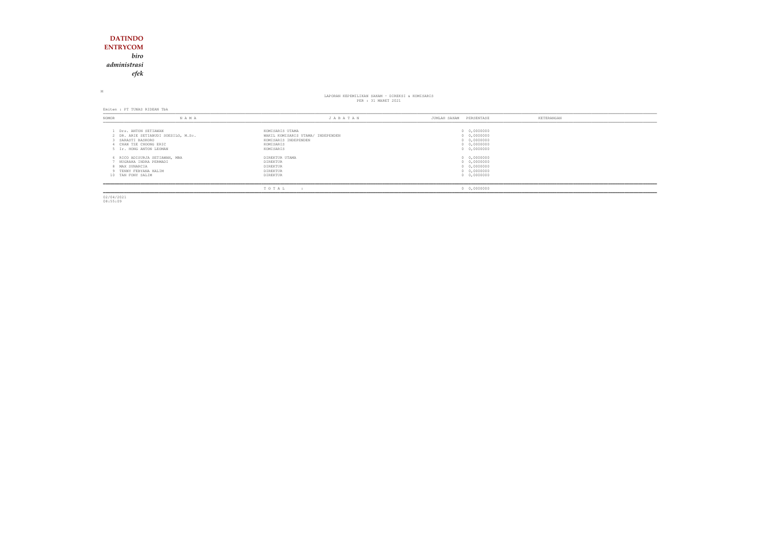**DATINDO**
**ENTRYCOM**
*biro*
*administrasi*
*efek*

M

LAPORAN KEPEMILIKAN SAHAM - DIREKSI & KOMISARIS
PER : 31 MARET 2021

Emiten : PT TUNAS RIDEAN Tbk

| NOMOR | N A M A | J A B A T A N | JUMLAH SAHAM | PERSENTASE | KETERANGAN |
|---|---|---|---|---|---|
| 1 | Drs. ANTON SETIAWAN | KOMISARIS UTAMA | 0 | 0,0000000 | |
| 2 | DR. ARIE SETIABUDI SOESILO, M.Sc. | WAKIL KOMISARIS UTAMA/ INDEPENDEN | 0 | 0,0000000 | |
| 3 | SARASTI BASKORO | KOMISARIS INDEPENDEN | 0 | 0,0000000 | |
| 4 | CHAN TZE CHOONG ERIC | KOMISARIS | 0 | 0,0000000 | |
| 5 | Ir. HONG ANTON LEOMAN | KOMISARIS | 0 | 0,0000000 | |
| 6 | RICO ADISURJA SETIAWAN, MBA | DIREKTUR UTAMA | 0 | 0,0000000 | |
| 7 | NUGRAHA INDRA PERMADI | DIREKTUR | 0 | 0,0000000 | |
| 8 | MAX SUNARCIA | DIREKTUR | 0 | 0,0000000 | |
| 9 | TENNY FEBYANA HALIM | DIREKTUR | 0 | 0,0000000 | |
| 10 | TAN FONY SALIM | DIREKTUR | 0 | 0,0000000 | |
| | | T O T A L : | 0 | 0,0000000 | |

02/04/2021
08:55:09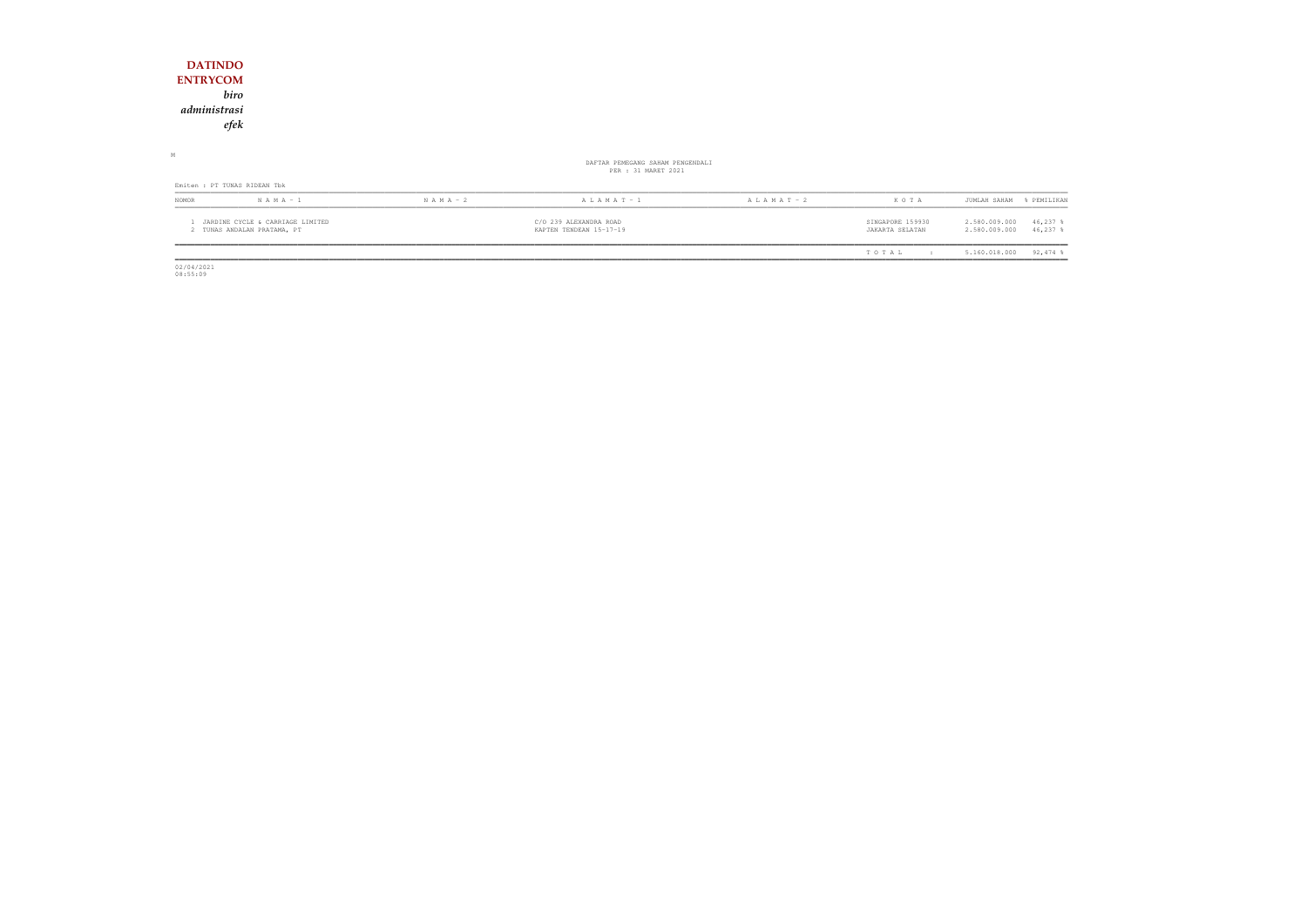**DATINDO**
**ENTRYCOM**
*biro*
*administrasi*
*efek*

M

DAFTAR PEMEGANG SAHAM PENGENDALI
PER : 31 MARET 2021

Emiten : PT TUNAS RIDEAN Tbk

| NOMOR | N A M A - 1 | N A M A - 2 | A L A M A T - 1 | A L A M A T - 2 | K O T A | JUMLAH SAHAM | % PEMILIKAN |
|---|---|---|---|---|---|---|---|
| 1 | JARDINE CYCLE & CARRIAGE LIMITED | | C/O 239 ALEXANDRA ROAD | | SINGAPORE 159930 | 2.580.009.000 | 46,237 % |
| 2 | TUNAS ANDALAN PRATAMA, PT | | KAPTEN TENDEAN 15-17-19 | | JAKARTA SELATAN | 2.580.009.000 | 46,237 % |
| | | | | | T O T A L : | 5.160.018.000 | 92,474 % |

02/04/2021
08:55:09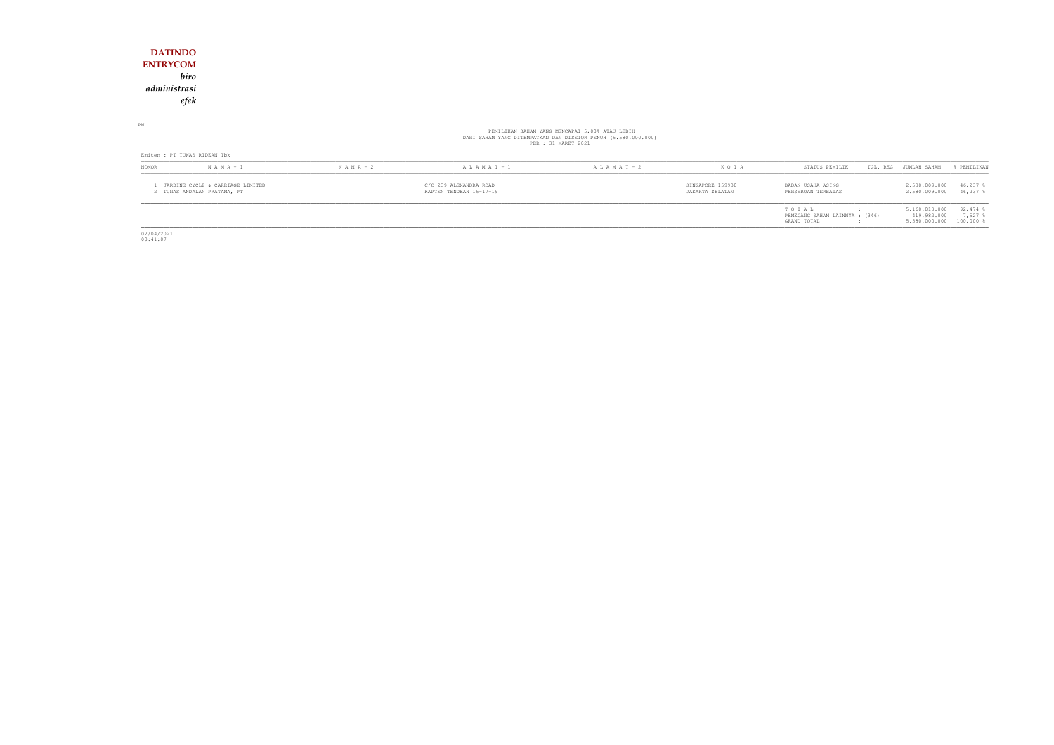**DATINDO**
**ENTRYCOM**
*biro*
*administrasi*
*efek*

PM

PEMILIKAN SAHAM YANG MENCAPAI 5,00% ATAU LEBIH
DARI SAHAM YANG DITEMPATKAN DAN DISETOR PENUH (5.580.000.000)
PER : 31 MARET 2021

Emiten : PT TUNAS RIDEAN Tbk

| NOMOR | N A M A - 1 | N A M A - 2 | A L A M A T - 1 | A L A M A T - 2 | K O T A | STATUS PEMILIK | TGL. REG | JUMLAH SAHAM | % PEMILIKAN |
|---|---|---|---|---|---|---|---|---|---|
| 1 | JARDINE CYCLE & CARRIAGE LIMITED | | C/O 239 ALEXANDRA ROAD | | SINGAPORE 159930 | BADAN USAHA ASING | | 2.580.009.000 | 46,237 % |
| 2 | TUNAS ANDALAN PRATAMA, PT | | KAPTEN TENDEAN 15-17-19 | | JAKARTA SELATAN | PERSEROAN TERBATAS | | 2.580.009.000 | 46,237 % |
| | | | | | | T O T A L : | | 5.160.018.000 | 92,474 % |
| | | | | | | PEMEGANG SAHAM LAINNYA : (346) | | 419.982.000 | 7,527 % |
| | | | | | | GRAND TOTAL : | | 5.580.000.000 | 100,000 % |

02/04/2021
00:41:07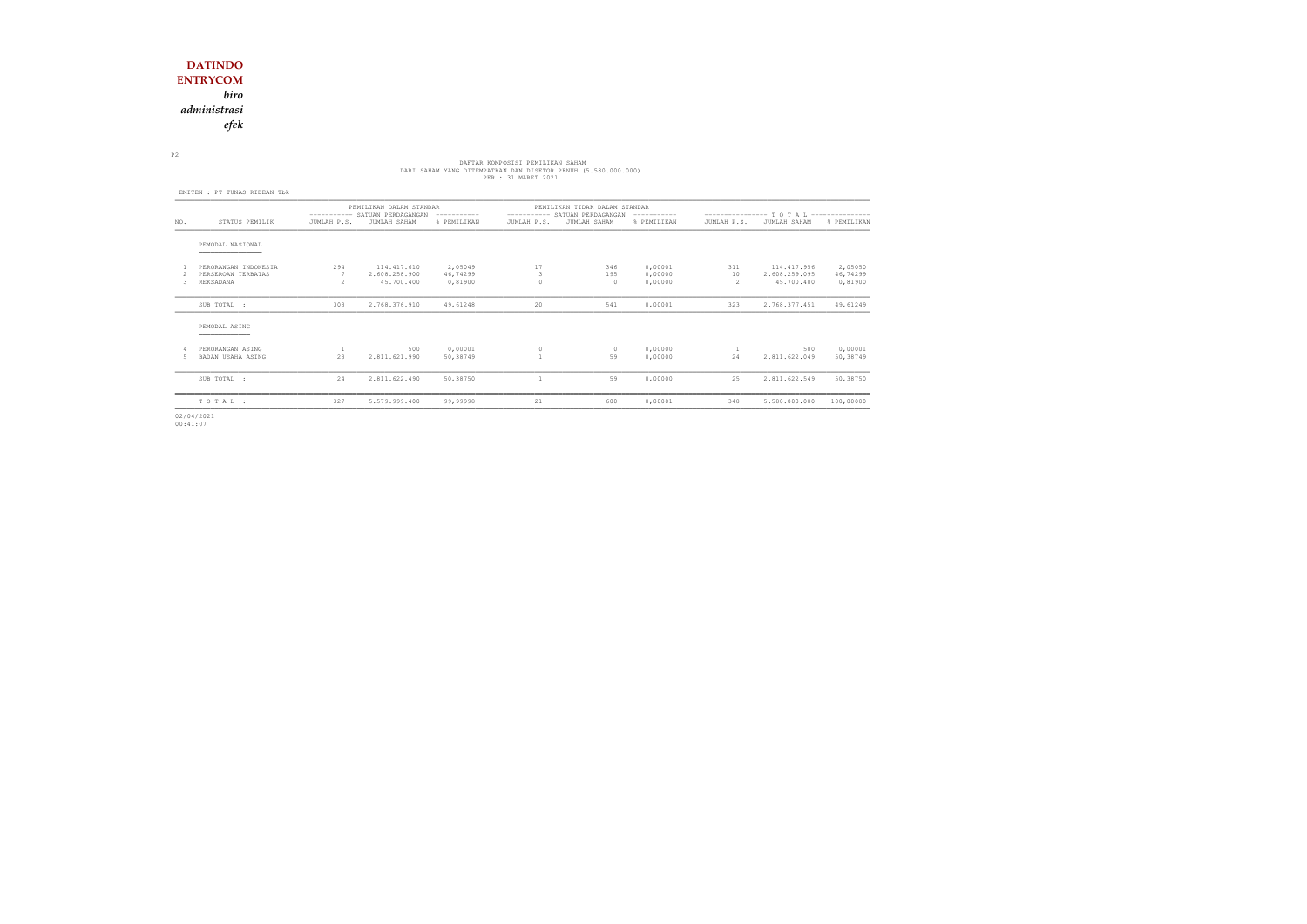**DATINDO**
**ENTRYCOM**
***biro***
***administrasi***
***efek***

P2

DAFTAR KOMPOSISI PEMILIKAN SAHAM
DARI SAHAM YANG DITEMPATKAN DAN DISETOR PENUH (5.580.000.000)
PER : 31 MARET 2021

EMITEN : PT TUNAS RIDEAN Tbk

| NO. | STATUS PEMILIK | PEMILIKAN DALAM STANDAR SATUAN PERDAGANGAN | | | PEMILIKAN TIDAK DALAM STANDAR SATUAN PERDAGANGAN | | | T O T A L | | |
|---|---|---|---|---|---|---|---|---|---|---|
| | | JUMLAH P.S. | JUMLAH SAHAM | % PEMILIKAN | JUMLAH P.S. | JUMLAH SAHAM | % PEMILIKAN | JUMLAH P.S. | JUMLAH SAHAM | % PEMILIKAN |
| | PEMODAL NASIONAL | | | | | | | | | |
| 1 | PERORANGAN INDONESIA | 294 | 114.417.610 | 2,05049 | 17 | 346 | 0,00001 | 311 | 114.417.956 | 2,05050 |
| 2 | PERSEROAN TERBATAS | 7 | 2.608.258.900 | 46,74299 | 3 | 195 | 0,00000 | 10 | 2.608.259.095 | 46,74299 |
| 3 | REKSADANA | 2 | 45.700.400 | 0,81900 | 0 | 0 | 0,00000 | 2 | 45.700.400 | 0,81900 |
| | SUB TOTAL : | 303 | 2.768.376.910 | 49,61248 | 20 | 541 | 0,00001 | 323 | 2.768.377.451 | 49,61249 |
| | PEMODAL ASING | | | | | | | | | |
| 4 | PERORANGAN ASING | 1 | 500 | 0,00001 | 0 | 0 | 0,00000 | 1 | 500 | 0,00001 |
| 5 | BADAN USAHA ASING | 23 | 2.811.621.990 | 50,38749 | 1 | 59 | 0,00000 | 24 | 2.811.622.049 | 50,38749 |
| | SUB TOTAL : | 24 | 2.811.622.490 | 50,38750 | 1 | 59 | 0,00000 | 25 | 2.811.622.549 | 50,38750 |
| | T O T A L : | 327 | 5.579.999.400 | 99,99998 | 21 | 600 | 0,00001 | 348 | 5.580.000.000 | 100,00000 |

02/04/2021
00:41:07